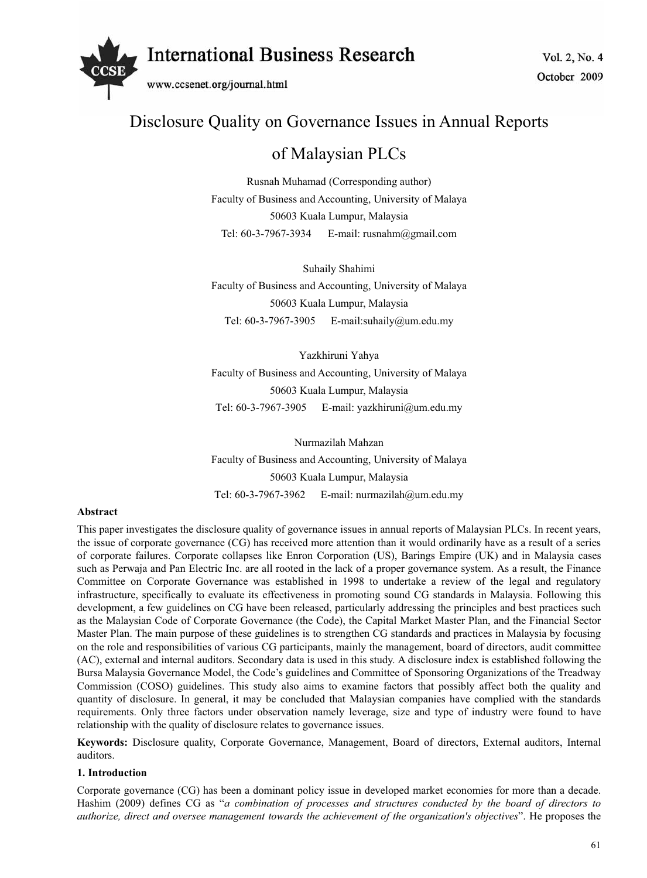# Disclosure Quality on Governance Issues in Annual Reports of Malaysian PLCs

Rusnah Muhamad (Corresponding author)
Faculty of Business and Accounting, University of Malaya
50603 Kuala Lumpur, Malaysia
Tel: 60-3-7967-3934 E-mail: rusnahm@gmail.com

Suhaily Shahimi
Faculty of Business and Accounting, University of Malaya
50603 Kuala Lumpur, Malaysia
Tel: 60-3-7967-3905 E-mail:suhaily@um.edu.my

Yazkhiruni Yahya
Faculty of Business and Accounting, University of Malaya
50603 Kuala Lumpur, Malaysia
Tel: 60-3-7967-3905 E-mail: yazkhiruni@um.edu.my

Nurmazilah Mahzan
Faculty of Business and Accounting, University of Malaya
50603 Kuala Lumpur, Malaysia
Tel: 60-3-7967-3962 E-mail: nurmazilah@um.edu.my

**Abstract**

This paper investigates the disclosure quality of governance issues in annual reports of Malaysian PLCs. In recent years, the issue of corporate governance (CG) has received more attention than it would ordinarily have as a result of a series of corporate failures. Corporate collapses like Enron Corporation (US), Barings Empire (UK) and in Malaysia cases such as Perwaja and Pan Electric Inc. are all rooted in the lack of a proper governance system. As a result, the Finance Committee on Corporate Governance was established in 1998 to undertake a review of the legal and regulatory infrastructure, specifically to evaluate its effectiveness in promoting sound CG standards in Malaysia. Following this development, a few guidelines on CG have been released, particularly addressing the principles and best practices such as the Malaysian Code of Corporate Governance (the Code), the Capital Market Master Plan, and the Financial Sector Master Plan. The main purpose of these guidelines is to strengthen CG standards and practices in Malaysia by focusing on the role and responsibilities of various CG participants, mainly the management, board of directors, audit committee (AC), external and internal auditors. Secondary data is used in this study. A disclosure index is established following the Bursa Malaysia Governance Model, the Code's guidelines and Committee of Sponsoring Organizations of the Treadway Commission (COSO) guidelines. This study also aims to examine factors that possibly affect both the quality and quantity of disclosure. In general, it may be concluded that Malaysian companies have complied with the standards requirements. Only three factors under observation namely leverage, size and type of industry were found to have relationship with the quality of disclosure relates to governance issues.

**Keywords:** Disclosure quality, Corporate Governance, Management, Board of directors, External auditors, Internal auditors.

## 1. Introduction

Corporate governance (CG) has been a dominant policy issue in developed market economies for more than a decade. Hashim (2009) defines CG as "*a combination of processes and structures conducted by the board of directors to authorize, direct and oversee management towards the achievement of the organization's objectives*". He proposes the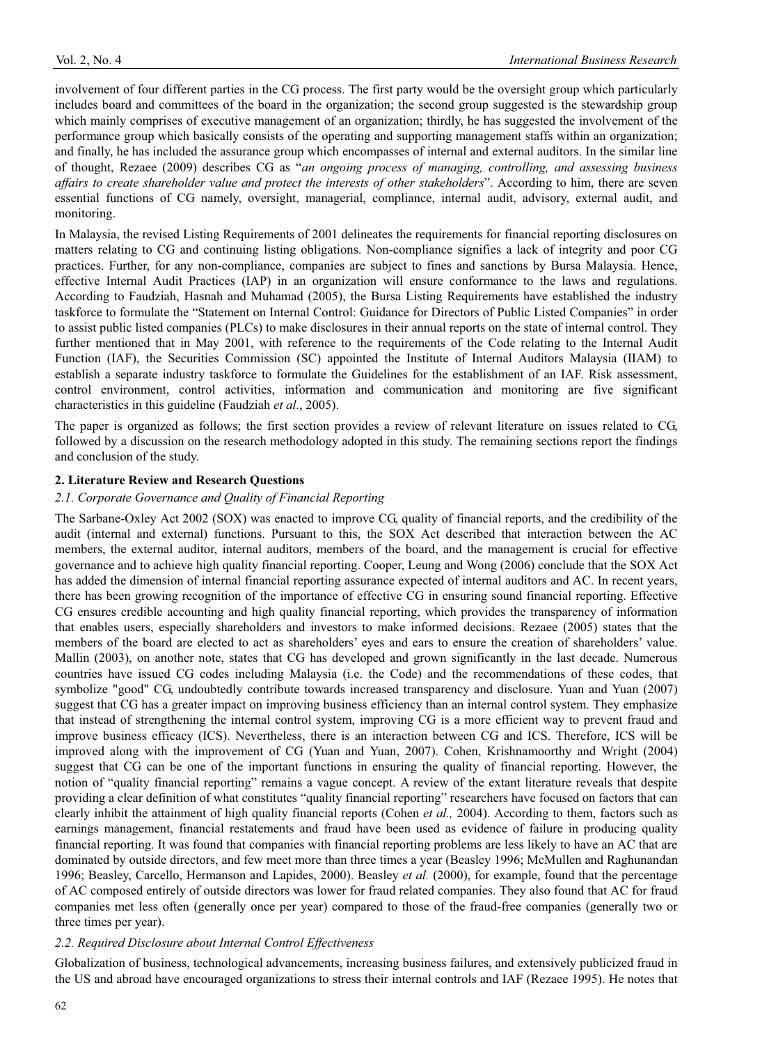involvement of four different parties in the CG process. The first party would be the oversight group which particularly includes board and committees of the board in the organization; the second group suggested is the stewardship group which mainly comprises of executive management of an organization; thirdly, he has suggested the involvement of the performance group which basically consists of the operating and supporting management staffs within an organization; and finally, he has included the assurance group which encompasses of internal and external auditors. In the similar line of thought, Rezaee (2009) describes CG as "*an ongoing process of managing, controlling, and assessing business affairs to create shareholder value and protect the interests of other stakeholders*". According to him, there are seven essential functions of CG namely, oversight, managerial, compliance, internal audit, advisory, external audit, and monitoring.

In Malaysia, the revised Listing Requirements of 2001 delineates the requirements for financial reporting disclosures on matters relating to CG and continuing listing obligations. Non-compliance signifies a lack of integrity and poor CG practices. Further, for any non-compliance, companies are subject to fines and sanctions by Bursa Malaysia. Hence, effective Internal Audit Practices (IAP) in an organization will ensure conformance to the laws and regulations. According to Faudziah, Hasnah and Muhamad (2005), the Bursa Listing Requirements have established the industry taskforce to formulate the "Statement on Internal Control: Guidance for Directors of Public Listed Companies" in order to assist public listed companies (PLCs) to make disclosures in their annual reports on the state of internal control. They further mentioned that in May 2001, with reference to the requirements of the Code relating to the Internal Audit Function (IAF), the Securities Commission (SC) appointed the Institute of Internal Auditors Malaysia (IIAM) to establish a separate industry taskforce to formulate the Guidelines for the establishment of an IAF. Risk assessment, control environment, control activities, information and communication and monitoring are five significant characteristics in this guideline (Faudziah *et al*., 2005).

The paper is organized as follows; the first section provides a review of relevant literature on issues related to CG, followed by a discussion on the research methodology adopted in this study. The remaining sections report the findings and conclusion of the study.

## 2. Literature Review and Research Questions

### *2.1. Corporate Governance and Quality of Financial Reporting*

The Sarbane-Oxley Act 2002 (SOX) was enacted to improve CG, quality of financial reports, and the credibility of the audit (internal and external) functions. Pursuant to this, the SOX Act described that interaction between the AC members, the external auditor, internal auditors, members of the board, and the management is crucial for effective governance and to achieve high quality financial reporting. Cooper, Leung and Wong (2006) conclude that the SOX Act has added the dimension of internal financial reporting assurance expected of internal auditors and AC. In recent years, there has been growing recognition of the importance of effective CG in ensuring sound financial reporting. Effective CG ensures credible accounting and high quality financial reporting, which provides the transparency of information that enables users, especially shareholders and investors to make informed decisions. Rezaee (2005) states that the members of the board are elected to act as shareholders' eyes and ears to ensure the creation of shareholders' value. Mallin (2003), on another note, states that CG has developed and grown significantly in the last decade. Numerous countries have issued CG codes including Malaysia (i.e. the Code) and the recommendations of these codes, that symbolize "good" CG, undoubtedly contribute towards increased transparency and disclosure. Yuan and Yuan (2007) suggest that CG has a greater impact on improving business efficiency than an internal control system. They emphasize that instead of strengthening the internal control system, improving CG is a more efficient way to prevent fraud and improve business efficacy (ICS). Nevertheless, there is an interaction between CG and ICS. Therefore, ICS will be improved along with the improvement of CG (Yuan and Yuan, 2007). Cohen, Krishnamoorthy and Wright (2004) suggest that CG can be one of the important functions in ensuring the quality of financial reporting. However, the notion of "quality financial reporting" remains a vague concept. A review of the extant literature reveals that despite providing a clear definition of what constitutes "quality financial reporting" researchers have focused on factors that can clearly inhibit the attainment of high quality financial reports (Cohen *et al.,* 2004). According to them, factors such as earnings management, financial restatements and fraud have been used as evidence of failure in producing quality financial reporting. It was found that companies with financial reporting problems are less likely to have an AC that are dominated by outside directors, and few meet more than three times a year (Beasley 1996; McMullen and Raghunandan 1996; Beasley, Carcello, Hermanson and Lapides, 2000). Beasley *et al.* (2000), for example, found that the percentage of AC composed entirely of outside directors was lower for fraud related companies. They also found that AC for fraud companies met less often (generally once per year) compared to those of the fraud-free companies (generally two or three times per year).

### *2.2. Required Disclosure about Internal Control Effectiveness*

Globalization of business, technological advancements, increasing business failures, and extensively publicized fraud in the US and abroad have encouraged organizations to stress their internal controls and IAF (Rezaee 1995). He notes that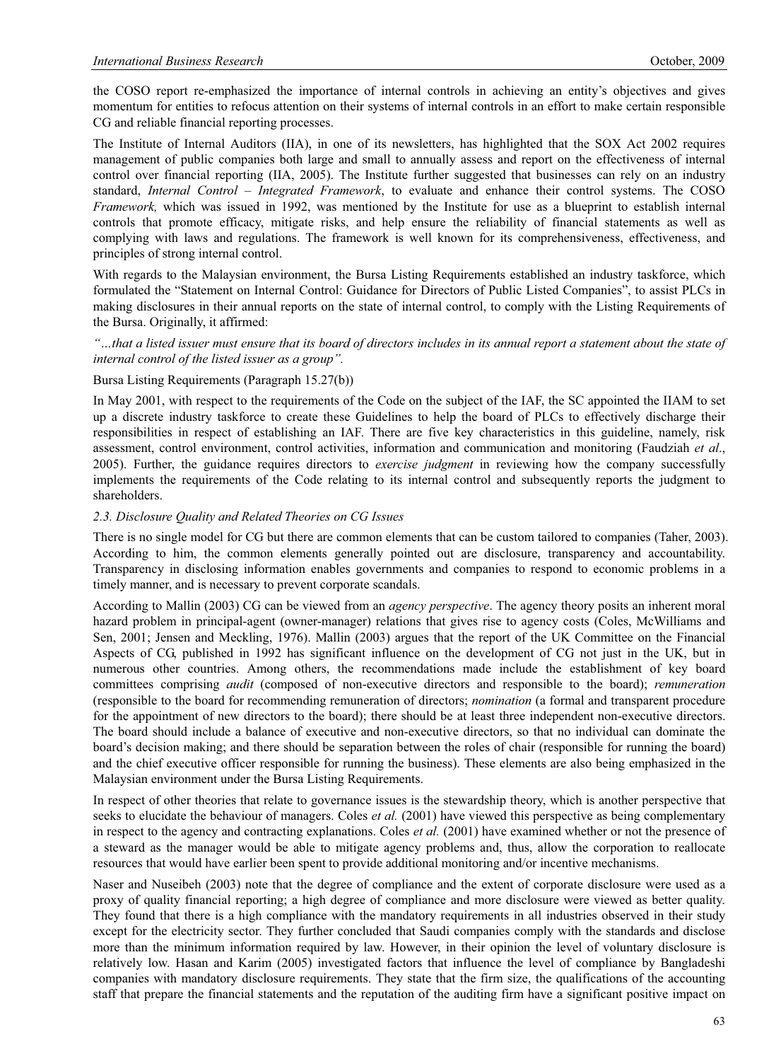the COSO report re-emphasized the importance of internal controls in achieving an entity's objectives and gives momentum for entities to refocus attention on their systems of internal controls in an effort to make certain responsible CG and reliable financial reporting processes.

The Institute of Internal Auditors (IIA), in one of its newsletters, has highlighted that the SOX Act 2002 requires management of public companies both large and small to annually assess and report on the effectiveness of internal control over financial reporting (IIA, 2005). The Institute further suggested that businesses can rely on an industry standard, *Internal Control – Integrated Framework*, to evaluate and enhance their control systems. The COSO *Framework,* which was issued in 1992, was mentioned by the Institute for use as a blueprint to establish internal controls that promote efficacy, mitigate risks, and help ensure the reliability of financial statements as well as complying with laws and regulations. The framework is well known for its comprehensiveness, effectiveness, and principles of strong internal control.

With regards to the Malaysian environment, the Bursa Listing Requirements established an industry taskforce, which formulated the "Statement on Internal Control: Guidance for Directors of Public Listed Companies", to assist PLCs in making disclosures in their annual reports on the state of internal control, to comply with the Listing Requirements of the Bursa. Originally, it affirmed:

*"…that a listed issuer must ensure that its board of directors includes in its annual report a statement about the state of internal control of the listed issuer as a group".*

Bursa Listing Requirements (Paragraph 15.27(b))

In May 2001, with respect to the requirements of the Code on the subject of the IAF, the SC appointed the IIAM to set up a discrete industry taskforce to create these Guidelines to help the board of PLCs to effectively discharge their responsibilities in respect of establishing an IAF. There are five key characteristics in this guideline, namely, risk assessment, control environment, control activities, information and communication and monitoring (Faudziah *et al*., 2005). Further, the guidance requires directors to *exercise judgment* in reviewing how the company successfully implements the requirements of the Code relating to its internal control and subsequently reports the judgment to shareholders.

### *2.3. Disclosure Quality and Related Theories on CG Issues*

There is no single model for CG but there are common elements that can be custom tailored to companies (Taher, 2003). According to him, the common elements generally pointed out are disclosure, transparency and accountability. Transparency in disclosing information enables governments and companies to respond to economic problems in a timely manner, and is necessary to prevent corporate scandals.

According to Mallin (2003) CG can be viewed from an *agency perspective*. The agency theory posits an inherent moral hazard problem in principal-agent (owner-manager) relations that gives rise to agency costs (Coles, McWilliams and Sen, 2001; Jensen and Meckling, 1976). Mallin (2003) argues that the report of the UK Committee on the Financial Aspects of CG, published in 1992 has significant influence on the development of CG not just in the UK, but in numerous other countries. Among others, the recommendations made include the establishment of key board committees comprising *audit* (composed of non-executive directors and responsible to the board); *remuneration* (responsible to the board for recommending remuneration of directors; *nomination* (a formal and transparent procedure for the appointment of new directors to the board); there should be at least three independent non-executive directors. The board should include a balance of executive and non-executive directors, so that no individual can dominate the board's decision making; and there should be separation between the roles of chair (responsible for running the board) and the chief executive officer responsible for running the business). These elements are also being emphasized in the Malaysian environment under the Bursa Listing Requirements.

In respect of other theories that relate to governance issues is the stewardship theory, which is another perspective that seeks to elucidate the behaviour of managers. Coles *et al.* (2001) have viewed this perspective as being complementary in respect to the agency and contracting explanations. Coles *et al.* (2001) have examined whether or not the presence of a steward as the manager would be able to mitigate agency problems and, thus, allow the corporation to reallocate resources that would have earlier been spent to provide additional monitoring and/or incentive mechanisms.

Naser and Nuseibeh (2003) note that the degree of compliance and the extent of corporate disclosure were used as a proxy of quality financial reporting; a high degree of compliance and more disclosure were viewed as better quality. They found that there is a high compliance with the mandatory requirements in all industries observed in their study except for the electricity sector. They further concluded that Saudi companies comply with the standards and disclose more than the minimum information required by law. However, in their opinion the level of voluntary disclosure is relatively low. Hasan and Karim (2005) investigated factors that influence the level of compliance by Bangladeshi companies with mandatory disclosure requirements. They state that the firm size, the qualifications of the accounting staff that prepare the financial statements and the reputation of the auditing firm have a significant positive impact on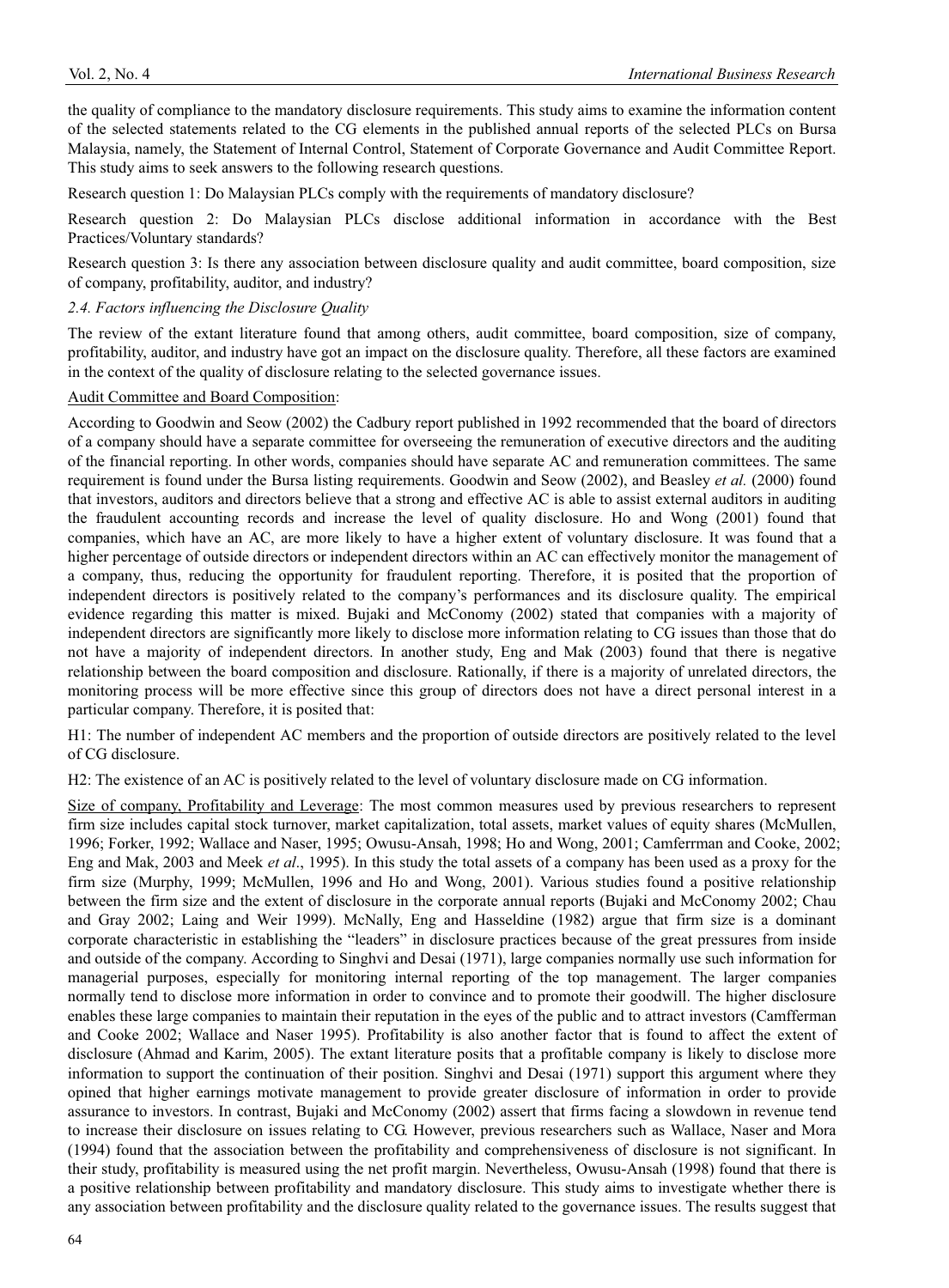the quality of compliance to the mandatory disclosure requirements. This study aims to examine the information content of the selected statements related to the CG elements in the published annual reports of the selected PLCs on Bursa Malaysia, namely, the Statement of Internal Control, Statement of Corporate Governance and Audit Committee Report. This study aims to seek answers to the following research questions.

Research question 1: Do Malaysian PLCs comply with the requirements of mandatory disclosure?

Research question 2: Do Malaysian PLCs disclose additional information in accordance with the Best Practices/Voluntary standards?

Research question 3: Is there any association between disclosure quality and audit committee, board composition, size of company, profitability, auditor, and industry?

### *2.4. Factors influencing the Disclosure Quality*

The review of the extant literature found that among others, audit committee, board composition, size of company, profitability, auditor, and industry have got an impact on the disclosure quality. Therefore, all these factors are examined in the context of the quality of disclosure relating to the selected governance issues.

<u>Audit Committee and Board Composition</u>:

According to Goodwin and Seow (2002) the Cadbury report published in 1992 recommended that the board of directors of a company should have a separate committee for overseeing the remuneration of executive directors and the auditing of the financial reporting. In other words, companies should have separate AC and remuneration committees. The same requirement is found under the Bursa listing requirements. Goodwin and Seow (2002), and Beasley *et al.* (2000) found that investors, auditors and directors believe that a strong and effective AC is able to assist external auditors in auditing the fraudulent accounting records and increase the level of quality disclosure. Ho and Wong (2001) found that companies, which have an AC, are more likely to have a higher extent of voluntary disclosure. It was found that a higher percentage of outside directors or independent directors within an AC can effectively monitor the management of a company, thus, reducing the opportunity for fraudulent reporting. Therefore, it is posited that the proportion of independent directors is positively related to the company's performances and its disclosure quality. The empirical evidence regarding this matter is mixed. Bujaki and McConomy (2002) stated that companies with a majority of independent directors are significantly more likely to disclose more information relating to CG issues than those that do not have a majority of independent directors. In another study, Eng and Mak (2003) found that there is negative relationship between the board composition and disclosure. Rationally, if there is a majority of unrelated directors, the monitoring process will be more effective since this group of directors does not have a direct personal interest in a particular company. Therefore, it is posited that:

H1: The number of independent AC members and the proportion of outside directors are positively related to the level of CG disclosure.

H2: The existence of an AC is positively related to the level of voluntary disclosure made on CG information.

<u>Size of company, Profitability and Leverage</u>: The most common measures used by previous researchers to represent firm size includes capital stock turnover, market capitalization, total assets, market values of equity shares (McMullen, 1996; Forker, 1992; Wallace and Naser, 1995; Owusu-Ansah, 1998; Ho and Wong, 2001; Camferrman and Cooke, 2002; Eng and Mak, 2003 and Meek *et al*., 1995). In this study the total assets of a company has been used as a proxy for the firm size (Murphy, 1999; McMullen, 1996 and Ho and Wong, 2001). Various studies found a positive relationship between the firm size and the extent of disclosure in the corporate annual reports (Bujaki and McConomy 2002; Chau and Gray 2002; Laing and Weir 1999). McNally, Eng and Hasseldine (1982) argue that firm size is a dominant corporate characteristic in establishing the "leaders" in disclosure practices because of the great pressures from inside and outside of the company. According to Singhvi and Desai (1971), large companies normally use such information for managerial purposes, especially for monitoring internal reporting of the top management. The larger companies normally tend to disclose more information in order to convince and to promote their goodwill. The higher disclosure enables these large companies to maintain their reputation in the eyes of the public and to attract investors (Camfferman and Cooke 2002; Wallace and Naser 1995). Profitability is also another factor that is found to affect the extent of disclosure (Ahmad and Karim, 2005). The extant literature posits that a profitable company is likely to disclose more information to support the continuation of their position. Singhvi and Desai (1971) support this argument where they opined that higher earnings motivate management to provide greater disclosure of information in order to provide assurance to investors. In contrast, Bujaki and McConomy (2002) assert that firms facing a slowdown in revenue tend to increase their disclosure on issues relating to CG. However, previous researchers such as Wallace, Naser and Mora (1994) found that the association between the profitability and comprehensiveness of disclosure is not significant. In their study, profitability is measured using the net profit margin. Nevertheless, Owusu-Ansah (1998) found that there is a positive relationship between profitability and mandatory disclosure. This study aims to investigate whether there is any association between profitability and the disclosure quality related to the governance issues. The results suggest that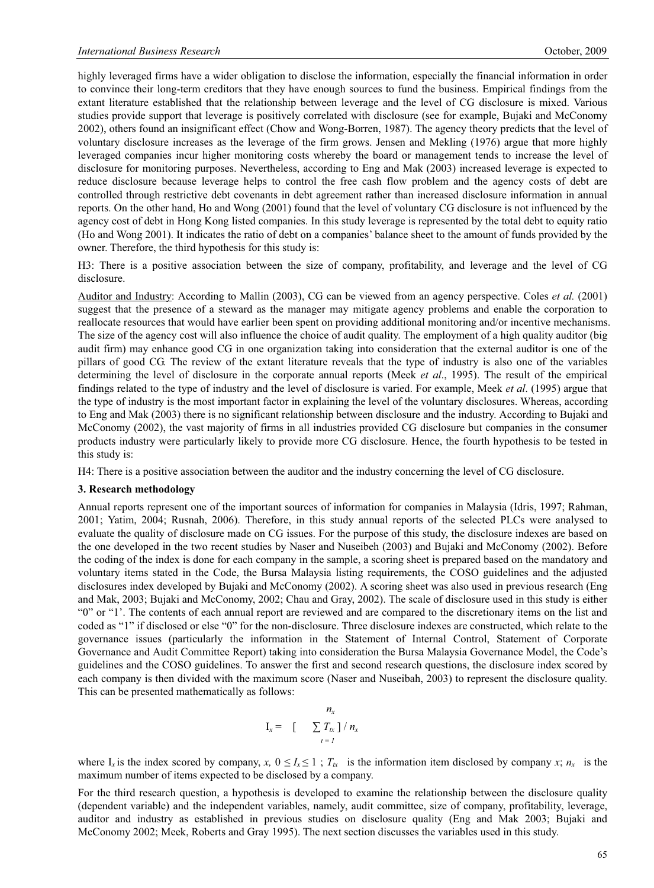highly leveraged firms have a wider obligation to disclose the information, especially the financial information in order to convince their long-term creditors that they have enough sources to fund the business. Empirical findings from the extant literature established that the relationship between leverage and the level of CG disclosure is mixed. Various studies provide support that leverage is positively correlated with disclosure (see for example, Bujaki and McConomy 2002), others found an insignificant effect (Chow and Wong-Borren, 1987). The agency theory predicts that the level of voluntary disclosure increases as the leverage of the firm grows. Jensen and Mekling (1976) argue that more highly leveraged companies incur higher monitoring costs whereby the board or management tends to increase the level of disclosure for monitoring purposes. Nevertheless, according to Eng and Mak (2003) increased leverage is expected to reduce disclosure because leverage helps to control the free cash flow problem and the agency costs of debt are controlled through restrictive debt covenants in debt agreement rather than increased disclosure information in annual reports. On the other hand, Ho and Wong (2001) found that the level of voluntary CG disclosure is not influenced by the agency cost of debt in Hong Kong listed companies. In this study leverage is represented by the total debt to equity ratio (Ho and Wong 2001). It indicates the ratio of debt on a companies' balance sheet to the amount of funds provided by the owner. Therefore, the third hypothesis for this study is:

H3: There is a positive association between the size of company, profitability, and leverage and the level of CG disclosure.

Auditor and Industry: According to Mallin (2003), CG can be viewed from an agency perspective. Coles *et al.* (2001) suggest that the presence of a steward as the manager may mitigate agency problems and enable the corporation to reallocate resources that would have earlier been spent on providing additional monitoring and/or incentive mechanisms. The size of the agency cost will also influence the choice of audit quality. The employment of a high quality auditor (big audit firm) may enhance good CG in one organization taking into consideration that the external auditor is one of the pillars of good CG. The review of the extant literature reveals that the type of industry is also one of the variables determining the level of disclosure in the corporate annual reports (Meek *et al*., 1995). The result of the empirical findings related to the type of industry and the level of disclosure is varied. For example, Meek *et al*. (1995) argue that the type of industry is the most important factor in explaining the level of the voluntary disclosures. Whereas, according to Eng and Mak (2003) there is no significant relationship between disclosure and the industry. According to Bujaki and McConomy (2002), the vast majority of firms in all industries provided CG disclosure but companies in the consumer products industry were particularly likely to provide more CG disclosure. Hence, the fourth hypothesis to be tested in this study is:

H4: There is a positive association between the auditor and the industry concerning the level of CG disclosure.

## 3. Research methodology

Annual reports represent one of the important sources of information for companies in Malaysia (Idris, 1997; Rahman, 2001; Yatim, 2004; Rusnah, 2006). Therefore, in this study annual reports of the selected PLCs were analysed to evaluate the quality of disclosure made on CG issues. For the purpose of this study, the disclosure indexes are based on the one developed in the two recent studies by Naser and Nuseibeh (2003) and Bujaki and McConomy (2002). Before the coding of the index is done for each company in the sample, a scoring sheet is prepared based on the mandatory and voluntary items stated in the Code, the Bursa Malaysia listing requirements, the COSO guidelines and the adjusted disclosures index developed by Bujaki and McConomy (2002). A scoring sheet was also used in previous research (Eng and Mak, 2003; Bujaki and McConomy, 2002; Chau and Gray, 2002). The scale of disclosure used in this study is either "0" or "1'. The contents of each annual report are reviewed and are compared to the discretionary items on the list and coded as "1" if disclosed or else "0" for the non-disclosure. Three disclosure indexes are constructed, which relate to the governance issues (particularly the information in the Statement of Internal Control, Statement of Corporate Governance and Audit Committee Report) taking into consideration the Bursa Malaysia Governance Model, the Code's guidelines and the COSO guidelines. To answer the first and second research questions, the disclosure index scored by each company is then divided with the maximum score (Naser and Nuseibah, 2003) to represent the disclosure quality. This can be presented mathematically as follows:

$$I_x = \left[ \sum_{t=1}^{n_x} T_{tx} \right] / n_x$$

where $I_x$ is the index scored by company, $x$, $0 \leq I_x \leq 1$ ; $T_{tx}$ is the information item disclosed by company $x$; $n_x$ is the maximum number of items expected to be disclosed by a company.

For the third research question, a hypothesis is developed to examine the relationship between the disclosure quality (dependent variable) and the independent variables, namely, audit committee, size of company, profitability, leverage, auditor and industry as established in previous studies on disclosure quality (Eng and Mak 2003; Bujaki and McConomy 2002; Meek, Roberts and Gray 1995). The next section discusses the variables used in this study.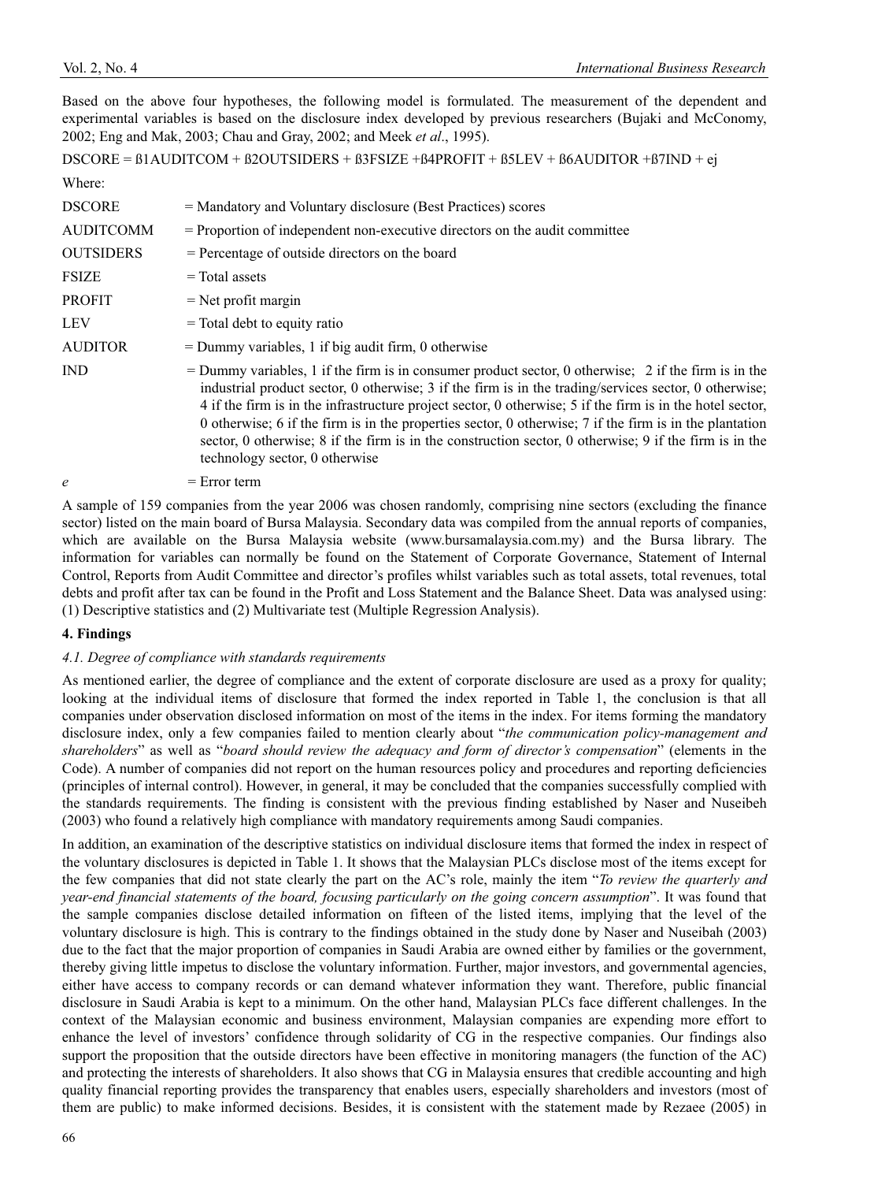Based on the above four hypotheses, the following model is formulated. The measurement of the dependent and experimental variables is based on the disclosure index developed by previous researchers (Bujaki and McConomy, 2002; Eng and Mak, 2003; Chau and Gray, 2002; and Meek *et al*., 1995).

DSCORE = ß1AUDITCOM + ß2OUTSIDERS + ß3FSIZE +ß4PROFIT + ß5LEV + ß6AUDITOR +ß7IND + ej

Where:

| | |
|---|---|
| DSCORE | = Mandatory and Voluntary disclosure (Best Practices) scores |
| AUDITCOMM | = Proportion of independent non-executive directors on the audit committee |
| OUTSIDERS | = Percentage of outside directors on the board |
| FSIZE | = Total assets |
| PROFIT | = Net profit margin |
| LEV | = Total debt to equity ratio |
| AUDITOR | = Dummy variables, 1 if big audit firm, 0 otherwise |
| IND | = Dummy variables, 1 if the firm is in consumer product sector, 0 otherwise; 2 if the firm is in the industrial product sector, 0 otherwise; 3 if the firm is in the trading/services sector, 0 otherwise; 4 if the firm is in the infrastructure project sector, 0 otherwise; 5 if the firm is in the hotel sector, 0 otherwise; 6 if the firm is in the properties sector, 0 otherwise; 7 if the firm is in the plantation sector, 0 otherwise; 8 if the firm is in the construction sector, 0 otherwise; 9 if the firm is in the technology sector, 0 otherwise |
| *e* | = Error term |

A sample of 159 companies from the year 2006 was chosen randomly, comprising nine sectors (excluding the finance sector) listed on the main board of Bursa Malaysia. Secondary data was compiled from the annual reports of companies, which are available on the Bursa Malaysia website (www.bursamalaysia.com.my) and the Bursa library. The information for variables can normally be found on the Statement of Corporate Governance, Statement of Internal Control, Reports from Audit Committee and director's profiles whilst variables such as total assets, total revenues, total debts and profit after tax can be found in the Profit and Loss Statement and the Balance Sheet. Data was analysed using: (1) Descriptive statistics and (2) Multivariate test (Multiple Regression Analysis).

## 4. Findings

### *4.1. Degree of compliance with standards requirements*

As mentioned earlier, the degree of compliance and the extent of corporate disclosure are used as a proxy for quality; looking at the individual items of disclosure that formed the index reported in Table 1, the conclusion is that all companies under observation disclosed information on most of the items in the index. For items forming the mandatory disclosure index, only a few companies failed to mention clearly about "*the communication policy-management and shareholders*" as well as "*board should review the adequacy and form of director's compensation*" (elements in the Code). A number of companies did not report on the human resources policy and procedures and reporting deficiencies (principles of internal control). However, in general, it may be concluded that the companies successfully complied with the standards requirements. The finding is consistent with the previous finding established by Naser and Nuseibeh (2003) who found a relatively high compliance with mandatory requirements among Saudi companies.

In addition, an examination of the descriptive statistics on individual disclosure items that formed the index in respect of the voluntary disclosures is depicted in Table 1. It shows that the Malaysian PLCs disclose most of the items except for the few companies that did not state clearly the part on the AC's role, mainly the item "*To review the quarterly and year-end financial statements of the board, focusing particularly on the going concern assumption*". It was found that the sample companies disclose detailed information on fifteen of the listed items, implying that the level of the voluntary disclosure is high. This is contrary to the findings obtained in the study done by Naser and Nuseibah (2003) due to the fact that the major proportion of companies in Saudi Arabia are owned either by families or the government, thereby giving little impetus to disclose the voluntary information. Further, major investors, and governmental agencies, either have access to company records or can demand whatever information they want. Therefore, public financial disclosure in Saudi Arabia is kept to a minimum. On the other hand, Malaysian PLCs face different challenges. In the context of the Malaysian economic and business environment, Malaysian companies are expending more effort to enhance the level of investors' confidence through solidarity of CG in the respective companies. Our findings also support the proposition that the outside directors have been effective in monitoring managers (the function of the AC) and protecting the interests of shareholders. It also shows that CG in Malaysia ensures that credible accounting and high quality financial reporting provides the transparency that enables users, especially shareholders and investors (most of them are public) to make informed decisions. Besides, it is consistent with the statement made by Rezaee (2005) in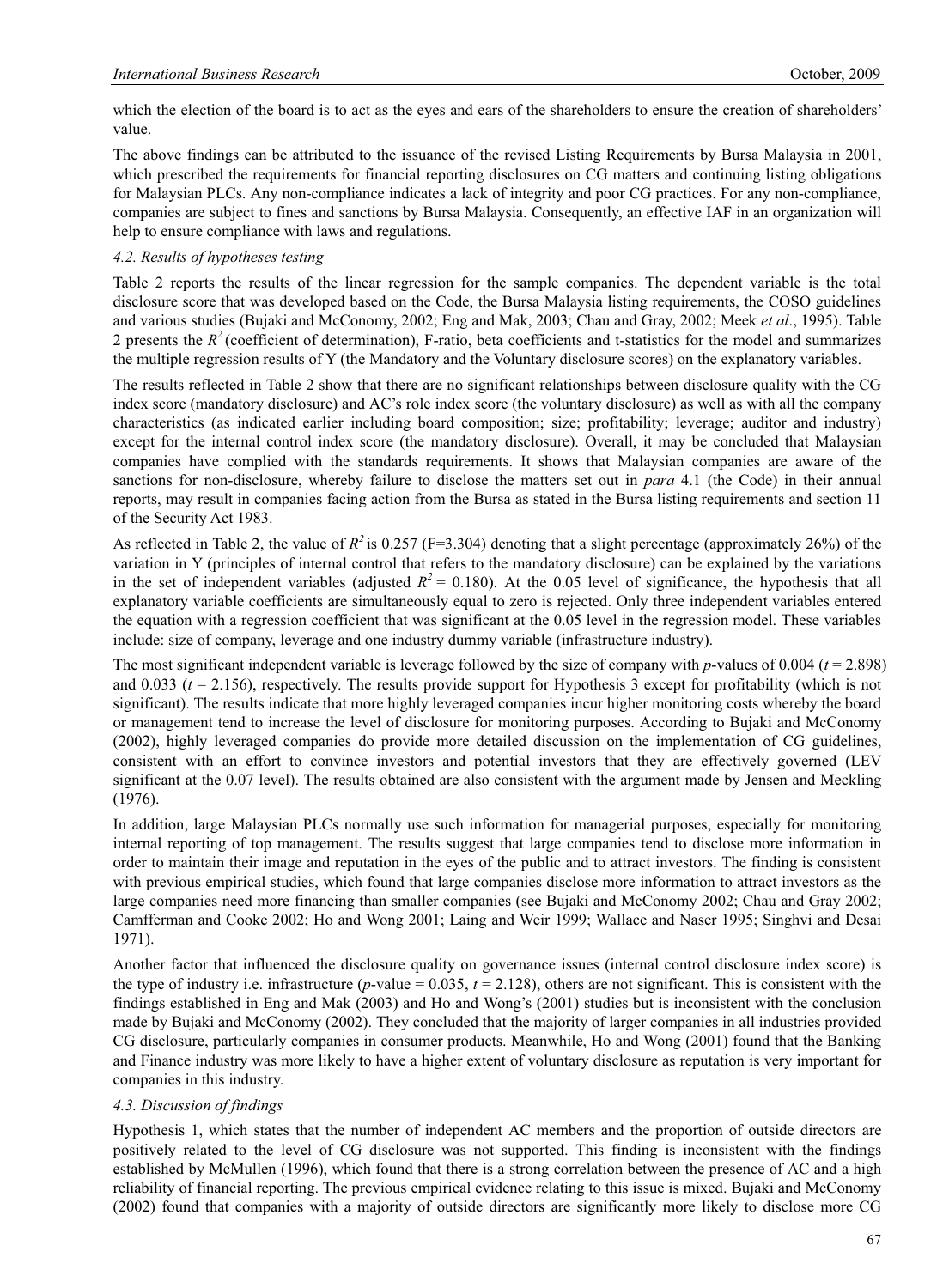which the election of the board is to act as the eyes and ears of the shareholders to ensure the creation of shareholders' value.

The above findings can be attributed to the issuance of the revised Listing Requirements by Bursa Malaysia in 2001, which prescribed the requirements for financial reporting disclosures on CG matters and continuing listing obligations for Malaysian PLCs. Any non-compliance indicates a lack of integrity and poor CG practices. For any non-compliance, companies are subject to fines and sanctions by Bursa Malaysia. Consequently, an effective IAF in an organization will help to ensure compliance with laws and regulations.

### *4.2. Results of hypotheses testing*

Table 2 reports the results of the linear regression for the sample companies. The dependent variable is the total disclosure score that was developed based on the Code, the Bursa Malaysia listing requirements, the COSO guidelines and various studies (Bujaki and McConomy, 2002; Eng and Mak, 2003; Chau and Gray, 2002; Meek *et al*., 1995). Table 2 presents the $R^2$ (coefficient of determination), F-ratio, beta coefficients and t-statistics for the model and summarizes the multiple regression results of Y (the Mandatory and the Voluntary disclosure scores) on the explanatory variables.

The results reflected in Table 2 show that there are no significant relationships between disclosure quality with the CG index score (mandatory disclosure) and AC's role index score (the voluntary disclosure) as well as with all the company characteristics (as indicated earlier including board composition; size; profitability; leverage; auditor and industry) except for the internal control index score (the mandatory disclosure). Overall, it may be concluded that Malaysian companies have complied with the standards requirements. It shows that Malaysian companies are aware of the sanctions for non-disclosure, whereby failure to disclose the matters set out in *para* 4.1 (the Code) in their annual reports, may result in companies facing action from the Bursa as stated in the Bursa listing requirements and section 11 of the Security Act 1983.

As reflected in Table 2, the value of $R^2$ is 0.257 (F=3.304) denoting that a slight percentage (approximately 26%) of the variation in Y (principles of internal control that refers to the mandatory disclosure) can be explained by the variations in the set of independent variables (adjusted $R^2$ = 0.180). At the 0.05 level of significance, the hypothesis that all explanatory variable coefficients are simultaneously equal to zero is rejected. Only three independent variables entered the equation with a regression coefficient that was significant at the 0.05 level in the regression model. These variables include: size of company, leverage and one industry dummy variable (infrastructure industry).

The most significant independent variable is leverage followed by the size of company with *p*-values of 0.004 ($t$ = 2.898) and 0.033 ($t$ = 2.156), respectively. The results provide support for Hypothesis 3 except for profitability (which is not significant). The results indicate that more highly leveraged companies incur higher monitoring costs whereby the board or management tend to increase the level of disclosure for monitoring purposes. According to Bujaki and McConomy (2002), highly leveraged companies do provide more detailed discussion on the implementation of CG guidelines, consistent with an effort to convince investors and potential investors that they are effectively governed (LEV significant at the 0.07 level). The results obtained are also consistent with the argument made by Jensen and Meckling (1976).

In addition, large Malaysian PLCs normally use such information for managerial purposes, especially for monitoring internal reporting of top management. The results suggest that large companies tend to disclose more information in order to maintain their image and reputation in the eyes of the public and to attract investors. The finding is consistent with previous empirical studies, which found that large companies disclose more information to attract investors as the large companies need more financing than smaller companies (see Bujaki and McConomy 2002; Chau and Gray 2002; Camfferman and Cooke 2002; Ho and Wong 2001; Laing and Weir 1999; Wallace and Naser 1995; Singhvi and Desai 1971).

Another factor that influenced the disclosure quality on governance issues (internal control disclosure index score) is the type of industry i.e. infrastructure (*p*-value = 0.035, $t$ = 2.128), others are not significant. This is consistent with the findings established in Eng and Mak (2003) and Ho and Wong's (2001) studies but is inconsistent with the conclusion made by Bujaki and McConomy (2002). They concluded that the majority of larger companies in all industries provided CG disclosure, particularly companies in consumer products. Meanwhile, Ho and Wong (2001) found that the Banking and Finance industry was more likely to have a higher extent of voluntary disclosure as reputation is very important for companies in this industry.

### *4.3. Discussion of findings*

Hypothesis 1, which states that the number of independent AC members and the proportion of outside directors are positively related to the level of CG disclosure was not supported. This finding is inconsistent with the findings established by McMullen (1996), which found that there is a strong correlation between the presence of AC and a high reliability of financial reporting. The previous empirical evidence relating to this issue is mixed. Bujaki and McConomy (2002) found that companies with a majority of outside directors are significantly more likely to disclose more CG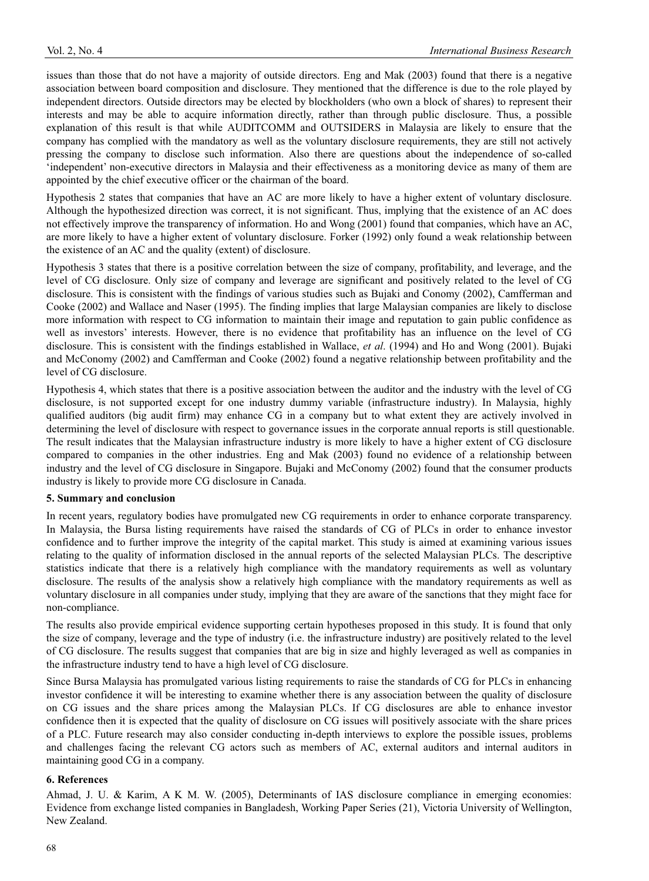issues than those that do not have a majority of outside directors. Eng and Mak (2003) found that there is a negative association between board composition and disclosure. They mentioned that the difference is due to the role played by independent directors. Outside directors may be elected by blockholders (who own a block of shares) to represent their interests and may be able to acquire information directly, rather than through public disclosure. Thus, a possible explanation of this result is that while AUDITCOMM and OUTSIDERS in Malaysia are likely to ensure that the company has complied with the mandatory as well as the voluntary disclosure requirements, they are still not actively pressing the company to disclose such information. Also there are questions about the independence of so-called 'independent' non-executive directors in Malaysia and their effectiveness as a monitoring device as many of them are appointed by the chief executive officer or the chairman of the board.

Hypothesis 2 states that companies that have an AC are more likely to have a higher extent of voluntary disclosure. Although the hypothesized direction was correct, it is not significant. Thus, implying that the existence of an AC does not effectively improve the transparency of information. Ho and Wong (2001) found that companies, which have an AC, are more likely to have a higher extent of voluntary disclosure. Forker (1992) only found a weak relationship between the existence of an AC and the quality (extent) of disclosure.

Hypothesis 3 states that there is a positive correlation between the size of company, profitability, and leverage, and the level of CG disclosure. Only size of company and leverage are significant and positively related to the level of CG disclosure. This is consistent with the findings of various studies such as Bujaki and Conomy (2002), Camfferman and Cooke (2002) and Wallace and Naser (1995). The finding implies that large Malaysian companies are likely to disclose more information with respect to CG information to maintain their image and reputation to gain public confidence as well as investors' interests. However, there is no evidence that profitability has an influence on the level of CG disclosure. This is consistent with the findings established in Wallace, *et al*. (1994) and Ho and Wong (2001). Bujaki and McConomy (2002) and Camfferman and Cooke (2002) found a negative relationship between profitability and the level of CG disclosure.

Hypothesis 4, which states that there is a positive association between the auditor and the industry with the level of CG disclosure, is not supported except for one industry dummy variable (infrastructure industry). In Malaysia, highly qualified auditors (big audit firm) may enhance CG in a company but to what extent they are actively involved in determining the level of disclosure with respect to governance issues in the corporate annual reports is still questionable. The result indicates that the Malaysian infrastructure industry is more likely to have a higher extent of CG disclosure compared to companies in the other industries. Eng and Mak (2003) found no evidence of a relationship between industry and the level of CG disclosure in Singapore. Bujaki and McConomy (2002) found that the consumer products industry is likely to provide more CG disclosure in Canada.

## 5. Summary and conclusion

In recent years, regulatory bodies have promulgated new CG requirements in order to enhance corporate transparency. In Malaysia, the Bursa listing requirements have raised the standards of CG of PLCs in order to enhance investor confidence and to further improve the integrity of the capital market. This study is aimed at examining various issues relating to the quality of information disclosed in the annual reports of the selected Malaysian PLCs. The descriptive statistics indicate that there is a relatively high compliance with the mandatory requirements as well as voluntary disclosure. The results of the analysis show a relatively high compliance with the mandatory requirements as well as voluntary disclosure in all companies under study, implying that they are aware of the sanctions that they might face for non-compliance.

The results also provide empirical evidence supporting certain hypotheses proposed in this study. It is found that only the size of company, leverage and the type of industry (i.e. the infrastructure industry) are positively related to the level of CG disclosure. The results suggest that companies that are big in size and highly leveraged as well as companies in the infrastructure industry tend to have a high level of CG disclosure.

Since Bursa Malaysia has promulgated various listing requirements to raise the standards of CG for PLCs in enhancing investor confidence it will be interesting to examine whether there is any association between the quality of disclosure on CG issues and the share prices among the Malaysian PLCs. If CG disclosures are able to enhance investor confidence then it is expected that the quality of disclosure on CG issues will positively associate with the share prices of a PLC. Future research may also consider conducting in-depth interviews to explore the possible issues, problems and challenges facing the relevant CG actors such as members of AC, external auditors and internal auditors in maintaining good CG in a company.

## 6. References

Ahmad, J. U. & Karim, A K M. W. (2005), Determinants of IAS disclosure compliance in emerging economies: Evidence from exchange listed companies in Bangladesh, Working Paper Series (21), Victoria University of Wellington, New Zealand.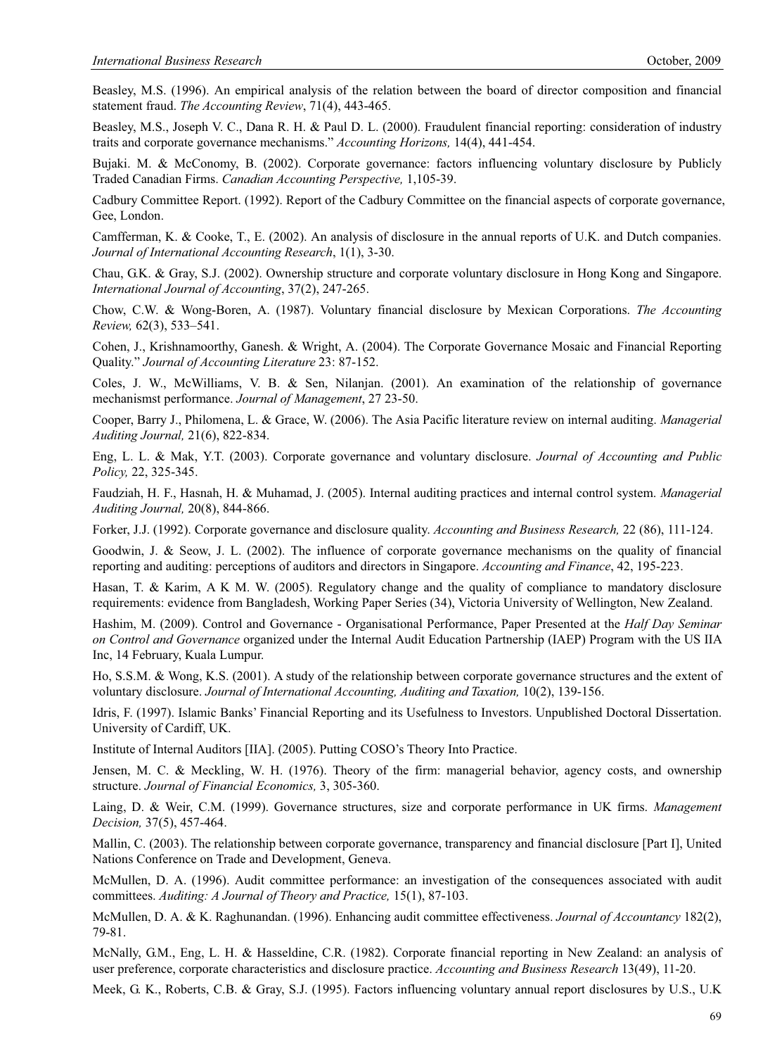Beasley, M.S. (1996). An empirical analysis of the relation between the board of director composition and financial statement fraud. *The Accounting Review*, 71(4), 443-465.

Beasley, M.S., Joseph V. C., Dana R. H. & Paul D. L. (2000). Fraudulent financial reporting: consideration of industry traits and corporate governance mechanisms." *Accounting Horizons,* 14(4), 441-454.

Bujaki. M. & McConomy, B. (2002). Corporate governance: factors influencing voluntary disclosure by Publicly Traded Canadian Firms. *Canadian Accounting Perspective,* 1,105-39.

Cadbury Committee Report. (1992). Report of the Cadbury Committee on the financial aspects of corporate governance, Gee, London.

Camfferman, K. & Cooke, T., E. (2002). An analysis of disclosure in the annual reports of U.K. and Dutch companies. *Journal of International Accounting Research*, 1(1), 3-30.

Chau, G.K. & Gray, S.J. (2002). Ownership structure and corporate voluntary disclosure in Hong Kong and Singapore. *International Journal of Accounting*, 37(2), 247-265.

Chow, C.W. & Wong-Boren, A. (1987). Voluntary financial disclosure by Mexican Corporations. *The Accounting Review,* 62(3), 533–541.

Cohen, J., Krishnamoorthy, Ganesh. & Wright, A. (2004). The Corporate Governance Mosaic and Financial Reporting Quality." *Journal of Accounting Literature* 23: 87-152.

Coles, J. W., McWilliams, V. B. & Sen, Nilanjan. (2001). An examination of the relationship of governance mechanismst performance. *Journal of Management*, 27 23-50.

Cooper, Barry J., Philomena, L. & Grace, W. (2006). The Asia Pacific literature review on internal auditing. *Managerial Auditing Journal,* 21(6), 822-834.

Eng, L. L. & Mak, Y.T. (2003). Corporate governance and voluntary disclosure. *Journal of Accounting and Public Policy,* 22, 325-345.

Faudziah, H. F., Hasnah, H. & Muhamad, J. (2005). Internal auditing practices and internal control system. *Managerial Auditing Journal,* 20(8), 844-866.

Forker, J.J. (1992). Corporate governance and disclosure quality. *Accounting and Business Research,* 22 (86), 111-124.

Goodwin, J. & Seow, J. L. (2002). The influence of corporate governance mechanisms on the quality of financial reporting and auditing: perceptions of auditors and directors in Singapore. *Accounting and Finance*, 42, 195-223.

Hasan, T. & Karim, A K M. W. (2005). Regulatory change and the quality of compliance to mandatory disclosure requirements: evidence from Bangladesh, Working Paper Series (34), Victoria University of Wellington, New Zealand.

Hashim, M. (2009). Control and Governance - Organisational Performance, Paper Presented at the *Half Day Seminar on Control and Governance* organized under the Internal Audit Education Partnership (IAEP) Program with the US IIA Inc, 14 February, Kuala Lumpur.

Ho, S.S.M. & Wong, K.S. (2001). A study of the relationship between corporate governance structures and the extent of voluntary disclosure. *Journal of International Accounting, Auditing and Taxation,* 10(2), 139-156.

Idris, F. (1997). Islamic Banks' Financial Reporting and its Usefulness to Investors. Unpublished Doctoral Dissertation. University of Cardiff, UK.

Institute of Internal Auditors [IIA]. (2005). Putting COSO's Theory Into Practice.

Jensen, M. C. & Meckling, W. H. (1976). Theory of the firm: managerial behavior, agency costs, and ownership structure. *Journal of Financial Economics,* 3, 305-360.

Laing, D. & Weir, C.M. (1999). Governance structures, size and corporate performance in UK firms. *Management Decision,* 37(5), 457-464.

Mallin, C. (2003). The relationship between corporate governance, transparency and financial disclosure [Part I], United Nations Conference on Trade and Development, Geneva.

McMullen, D. A. (1996). Audit committee performance: an investigation of the consequences associated with audit committees. *Auditing: A Journal of Theory and Practice,* 15(1), 87-103.

McMullen, D. A. & K. Raghunandan. (1996). Enhancing audit committee effectiveness. *Journal of Accountancy* 182(2), 79-81.

McNally, G.M., Eng, L. H. & Hasseldine, C.R. (1982). Corporate financial reporting in New Zealand: an analysis of user preference, corporate characteristics and disclosure practice. *Accounting and Business Research* 13(49), 11-20.

Meek, G. K., Roberts, C.B. & Gray, S.J. (1995). Factors influencing voluntary annual report disclosures by U.S., U.K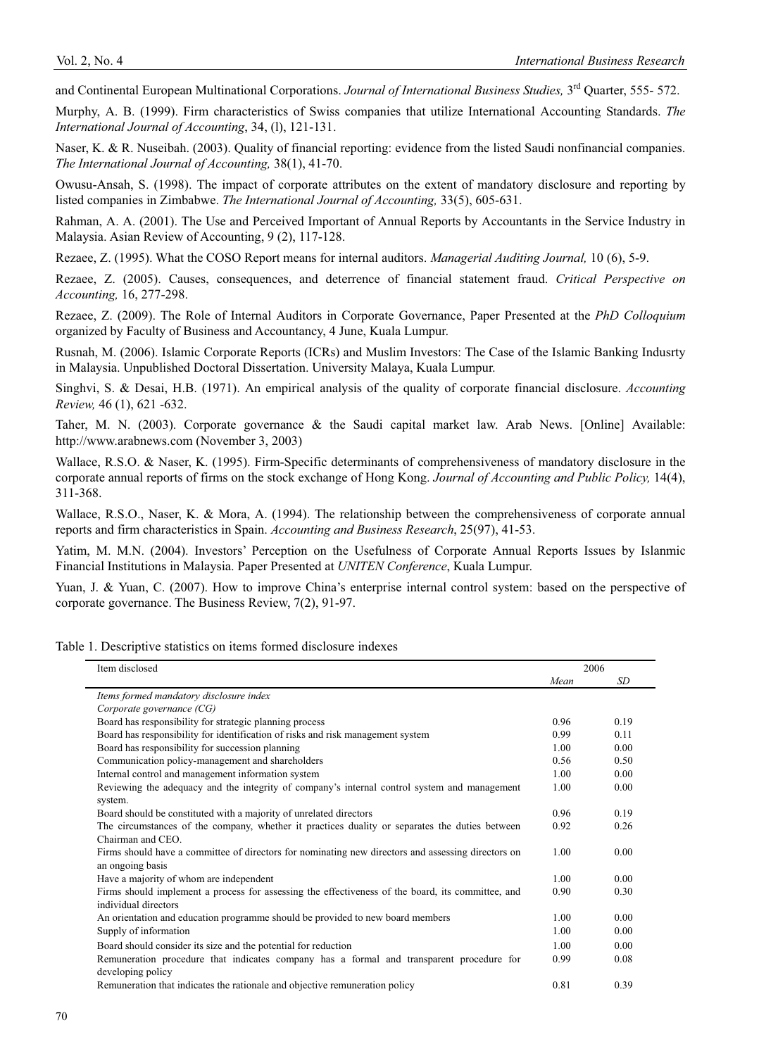and Continental European Multinational Corporations. *Journal of International Business Studies,* 3rd Quarter, 555- 572.

Murphy, A. B. (1999). Firm characteristics of Swiss companies that utilize International Accounting Standards. *The International Journal of Accounting*, 34, (l), 121-131.

Naser, K. & R. Nuseibah. (2003). Quality of financial reporting: evidence from the listed Saudi nonfinancial companies. *The International Journal of Accounting,* 38(1), 41-70.

Owusu-Ansah, S. (1998). The impact of corporate attributes on the extent of mandatory disclosure and reporting by listed companies in Zimbabwe. *The International Journal of Accounting,* 33(5), 605-631.

Rahman, A. A. (2001). The Use and Perceived Important of Annual Reports by Accountants in the Service Industry in Malaysia. Asian Review of Accounting, 9 (2), 117-128.

Rezaee, Z. (1995). What the COSO Report means for internal auditors. *Managerial Auditing Journal,* 10 (6), 5-9.

Rezaee, Z. (2005). Causes, consequences, and deterrence of financial statement fraud. *Critical Perspective on Accounting,* 16, 277-298.

Rezaee, Z. (2009). The Role of Internal Auditors in Corporate Governance, Paper Presented at the *PhD Colloquium* organized by Faculty of Business and Accountancy, 4 June, Kuala Lumpur.

Rusnah, M. (2006). Islamic Corporate Reports (ICRs) and Muslim Investors: The Case of the Islamic Banking Indusrty in Malaysia. Unpublished Doctoral Dissertation. University Malaya, Kuala Lumpur.

Singhvi, S. & Desai, H.B. (1971). An empirical analysis of the quality of corporate financial disclosure. *Accounting Review,* 46 (1), 621 -632.

Taher, M. N. (2003). Corporate governance & the Saudi capital market law. Arab News. [Online] Available: http://www.arabnews.com (November 3, 2003)

Wallace, R.S.O. & Naser, K. (1995). Firm-Specific determinants of comprehensiveness of mandatory disclosure in the corporate annual reports of firms on the stock exchange of Hong Kong. *Journal of Accounting and Public Policy,* 14(4), 311-368.

Wallace, R.S.O., Naser, K. & Mora, A. (1994). The relationship between the comprehensiveness of corporate annual reports and firm characteristics in Spain. *Accounting and Business Research*, 25(97), 41-53.

Yatim, M. M.N. (2004). Investors' Perception on the Usefulness of Corporate Annual Reports Issues by Islanmic Financial Institutions in Malaysia. Paper Presented at *UNITEN Conference*, Kuala Lumpur.

Yuan, J. & Yuan, C. (2007). How to improve China's enterprise internal control system: based on the perspective of corporate governance. The Business Review, 7(2), 91-97.

Table 1. Descriptive statistics on items formed disclosure indexes

| Item disclosed | 2006 | |
|---|---|---|
| | *Mean* | *SD* |
| *Items formed mandatory disclosure index* | | |
| *Corporate governance (CG)* | | |
| Board has responsibility for strategic planning process | 0.96 | 0.19 |
| Board has responsibility for identification of risks and risk management system | 0.99 | 0.11 |
| Board has responsibility for succession planning | 1.00 | 0.00 |
| Communication policy-management and shareholders | 0.56 | 0.50 |
| Internal control and management information system | 1.00 | 0.00 |
| Reviewing the adequacy and the integrity of company's internal control system and management system. | 1.00 | 0.00 |
| Board should be constituted with a majority of unrelated directors | 0.96 | 0.19 |
| The circumstances of the company, whether it practices duality or separates the duties between Chairman and CEO. | 0.92 | 0.26 |
| Firms should have a committee of directors for nominating new directors and assessing directors on an ongoing basis | 1.00 | 0.00 |
| Have a majority of whom are independent | 1.00 | 0.00 |
| Firms should implement a process for assessing the effectiveness of the board, its committee, and individual directors | 0.90 | 0.30 |
| An orientation and education programme should be provided to new board members | 1.00 | 0.00 |
| Supply of information | 1.00 | 0.00 |
| Board should consider its size and the potential for reduction | 1.00 | 0.00 |
| Remuneration procedure that indicates company has a formal and transparent procedure for developing policy | 0.99 | 0.08 |
| Remuneration that indicates the rationale and objective remuneration policy | 0.81 | 0.39 |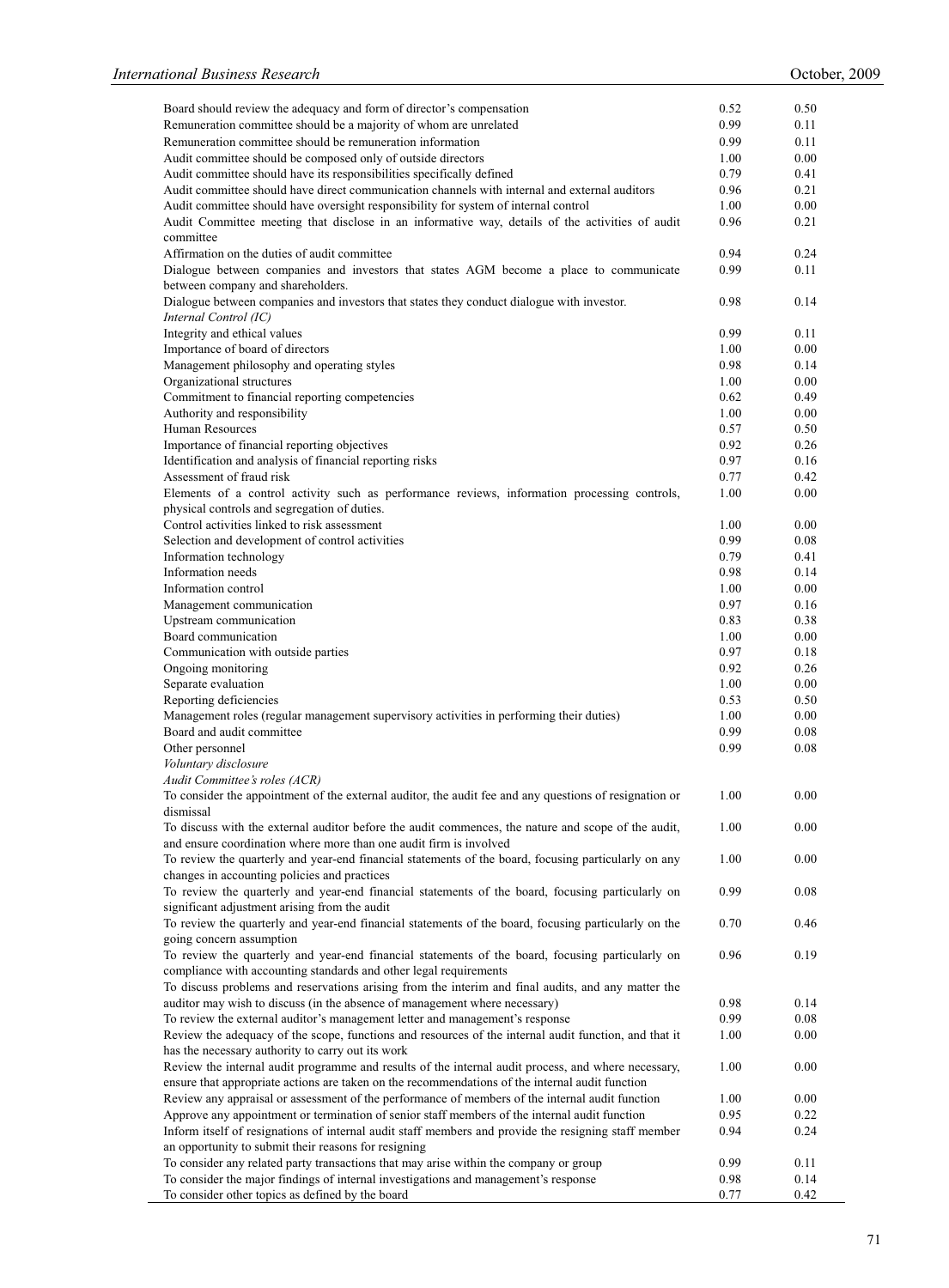| | | |
|---|---|---|
| Board should review the adequacy and form of director's compensation | 0.52 | 0.50 |
| Remuneration committee should be a majority of whom are unrelated | 0.99 | 0.11 |
| Remuneration committee should be remuneration information | 0.99 | 0.11 |
| Audit committee should be composed only of outside directors | 1.00 | 0.00 |
| Audit committee should have its responsibilities specifically defined | 0.79 | 0.41 |
| Audit committee should have direct communication channels with internal and external auditors | 0.96 | 0.21 |
| Audit committee should have oversight responsibility for system of internal control | 1.00 | 0.00 |
| Audit Committee meeting that disclose in an informative way, details of the activities of audit committee | 0.96 | 0.21 |
| Affirmation on the duties of audit committee | 0.94 | 0.24 |
| Dialogue between companies and investors that states AGM become a place to communicate between company and shareholders. | 0.99 | 0.11 |
| Dialogue between companies and investors that states they conduct dialogue with investor. | 0.98 | 0.14 |
| *Internal Control (IC)* | | |
| Integrity and ethical values | 0.99 | 0.11 |
| Importance of board of directors | 1.00 | 0.00 |
| Management philosophy and operating styles | 0.98 | 0.14 |
| Organizational structures | 1.00 | 0.00 |
| Commitment to financial reporting competencies | 0.62 | 0.49 |
| Authority and responsibility | 1.00 | 0.00 |
| Human Resources | 0.57 | 0.50 |
| Importance of financial reporting objectives | 0.92 | 0.26 |
| Identification and analysis of financial reporting risks | 0.97 | 0.16 |
| Assessment of fraud risk | 0.77 | 0.42 |
| Elements of a control activity such as performance reviews, information processing controls, physical controls and segregation of duties. | 1.00 | 0.00 |
| Control activities linked to risk assessment | 1.00 | 0.00 |
| Selection and development of control activities | 0.99 | 0.08 |
| Information technology | 0.79 | 0.41 |
| Information needs | 0.98 | 0.14 |
| Information control | 1.00 | 0.00 |
| Management communication | 0.97 | 0.16 |
| Upstream communication | 0.83 | 0.38 |
| Board communication | 1.00 | 0.00 |
| Communication with outside parties | 0.97 | 0.18 |
| Ongoing monitoring | 0.92 | 0.26 |
| Separate evaluation | 1.00 | 0.00 |
| Reporting deficiencies | 0.53 | 0.50 |
| Management roles (regular management supervisory activities in performing their duties) | 1.00 | 0.00 |
| Board and audit committee | 0.99 | 0.08 |
| Other personnel | 0.99 | 0.08 |
| *Voluntary disclosure* | | |
| *Audit Committee's roles (ACR)* | | |
| To consider the appointment of the external auditor, the audit fee and any questions of resignation or dismissal | 1.00 | 0.00 |
| To discuss with the external auditor before the audit commences, the nature and scope of the audit, and ensure coordination where more than one audit firm is involved | 1.00 | 0.00 |
| To review the quarterly and year-end financial statements of the board, focusing particularly on any changes in accounting policies and practices | 1.00 | 0.00 |
| To review the quarterly and year-end financial statements of the board, focusing particularly on significant adjustment arising from the audit | 0.99 | 0.08 |
| To review the quarterly and year-end financial statements of the board, focusing particularly on the going concern assumption | 0.70 | 0.46 |
| To review the quarterly and year-end financial statements of the board, focusing particularly on compliance with accounting standards and other legal requirements | 0.96 | 0.19 |
| To discuss problems and reservations arising from the interim and final audits, and any matter the auditor may wish to discuss (in the absence of management where necessary) | 0.98 | 0.14 |
| To review the external auditor's management letter and management's response | 0.99 | 0.08 |
| Review the adequacy of the scope, functions and resources of the internal audit function, and that it has the necessary authority to carry out its work | 1.00 | 0.00 |
| Review the internal audit programme and results of the internal audit process, and where necessary, ensure that appropriate actions are taken on the recommendations of the internal audit function | 1.00 | 0.00 |
| Review any appraisal or assessment of the performance of members of the internal audit function | 1.00 | 0.00 |
| Approve any appointment or termination of senior staff members of the internal audit function | 0.95 | 0.22 |
| Inform itself of resignations of internal audit staff members and provide the resigning staff member an opportunity to submit their reasons for resigning | 0.94 | 0.24 |
| To consider any related party transactions that may arise within the company or group | 0.99 | 0.11 |
| To consider the major findings of internal investigations and management's response | 0.98 | 0.14 |
| To consider other topics as defined by the board | 0.77 | 0.42 |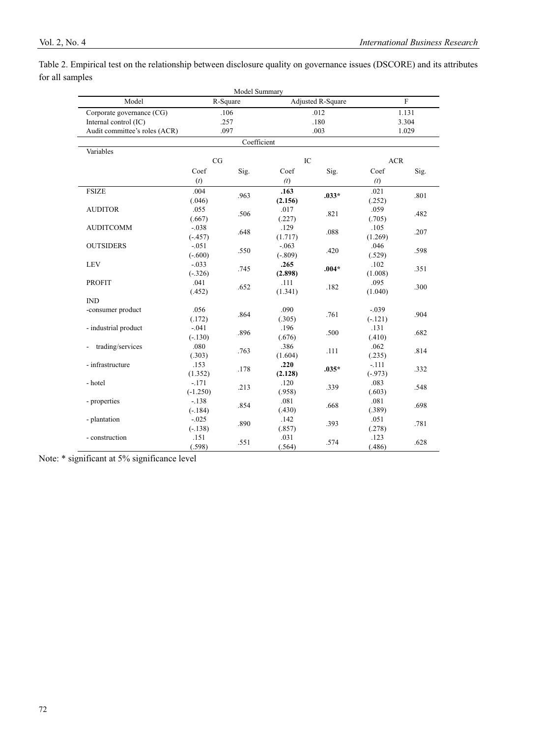Table 2. Empirical test on the relationship between disclosure quality on governance issues (DSCORE) and its attributes for all samples

Model Summary

| Model | R-Square | Adjusted R-Square | F |
|---|---|---|---|
| Corporate governance (CG) | .106 | .012 | 1.131 |
| Internal control (IC) | .257 | .180 | 3.304 |
| Audit committee's roles (ACR) | .097 | .003 | 1.029 |

Coefficient

| Variables | CG | | IC | | ACR | |
|---|---|---|---|---|---|---|
| | Coef ($t$) | Sig. | Coef ($t$) | Sig. | Coef ($t$) | Sig. |
| FSIZE | .004 (.046) | .963 | **.163 (2.156)** | **.033*** | .021 (.252) | .801 |
| AUDITOR | .055 (.667) | .506 | .017 (.227) | .821 | .059 (.705) | .482 |
| AUDITCOMM | -.038 (-.457) | .648 | .129 (1.717) | .088 | .105 (1.269) | .207 |
| OUTSIDERS | -.051 (-.600) | .550 | -.063 (-.809) | .420 | .046 (.529) | .598 |
| LEV | -.033 (-.326) | .745 | **.265 (2.898)** | **.004*** | .102 (1.008) | .351 |
| PROFIT | .041 (.452) | .652 | .111 (1.341) | .182 | .095 (1.040) | .300 |
| IND | | | | | | |
| -consumer product | .056 (.172) | .864 | .090 (.305) | .761 | -.039 (-.121) | .904 |
| - industrial product | -.041 (-.130) | .896 | .196 (.676) | .500 | .131 (.410) | .682 |
| - trading/services | .080 (.303) | .763 | .386 (1.604) | .111 | .062 (.235) | .814 |
| - infrastructure | .153 (1.352) | .178 | **.220 (2.128)** | **.035*** | -.111 (-.973) | .332 |
| - hotel | -.171 (-1.250) | .213 | .120 (.958) | .339 | .083 (.603) | .548 |
| - properties | -.138 (-.184) | .854 | .081 (.430) | .668 | .081 (.389) | .698 |
| - plantation | -.025 (-.138) | .890 | .142 (.857) | .393 | .051 (.278) | .781 |
| - construction | .151 (.598) | .551 | .031 (.564) | .574 | .123 (.486) | .628 |

Note: * significant at 5% significance level